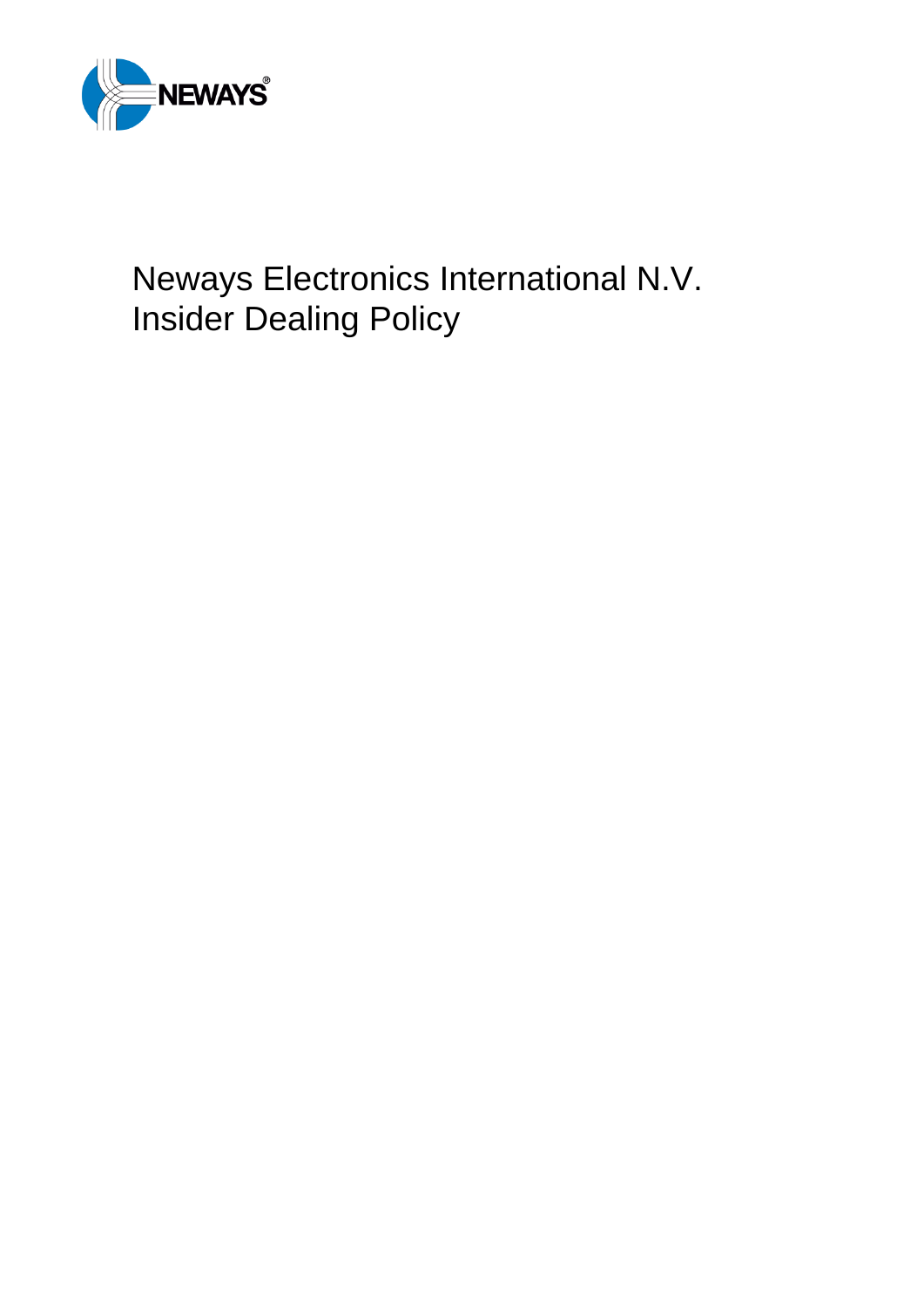# Neways Electronics International N.V.
# Insider Dealing Policy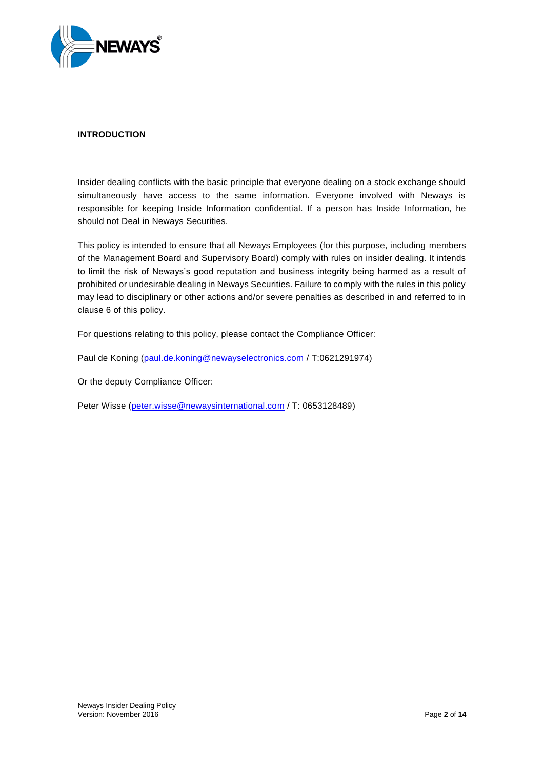## INTRODUCTION

Insider dealing conflicts with the basic principle that everyone dealing on a stock exchange should simultaneously have access to the same information. Everyone involved with Neways is responsible for keeping Inside Information confidential. If a person has Inside Information, he should not Deal in Neways Securities.

This policy is intended to ensure that all Neways Employees (for this purpose, including members of the Management Board and Supervisory Board) comply with rules on insider dealing. It intends to limit the risk of Neways's good reputation and business integrity being harmed as a result of prohibited or undesirable dealing in Neways Securities. Failure to comply with the rules in this policy may lead to disciplinary or other actions and/or severe penalties as described in and referred to in clause 6 of this policy.

For questions relating to this policy, please contact the Compliance Officer:

Paul de Koning (paul.de.koning@newayselectronics.com / T:0621291974)

Or the deputy Compliance Officer:

Peter Wisse (peter.wisse@newaysinternational.com / T: 0653128489)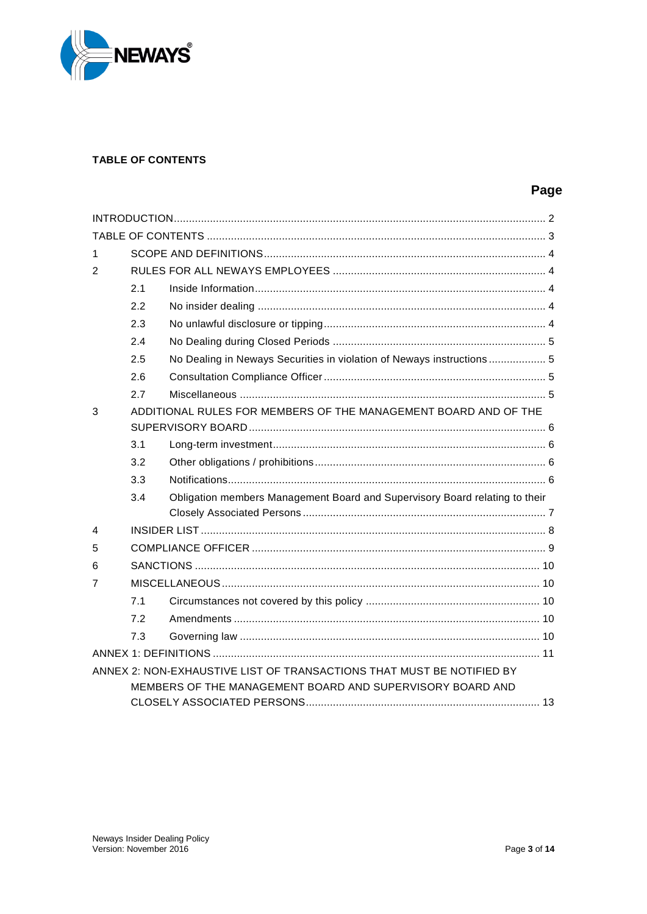**TABLE OF CONTENTS**

| | | | Page |
|---|---|---|---|
| INTRODUCTION | | | 2 |
| TABLE OF CONTENTS | | | 3 |
| 1 | SCOPE AND DEFINITIONS | | 4 |
| 2 | RULES FOR ALL NEWAYS EMPLOYEES | | 4 |
| | 2.1 | Inside Information | 4 |
| | 2.2 | No insider dealing | 4 |
| | 2.3 | No unlawful disclosure or tipping | 4 |
| | 2.4 | No Dealing during Closed Periods | 5 |
| | 2.5 | No Dealing in Neways Securities in violation of Neways instructions | 5 |
| | 2.6 | Consultation Compliance Officer | 5 |
| | 2.7 | Miscellaneous | 5 |
| 3 | ADDITIONAL RULES FOR MEMBERS OF THE MANAGEMENT BOARD AND OF THE SUPERVISORY BOARD | | 6 |
| | 3.1 | Long-term investment | 6 |
| | 3.2 | Other obligations / prohibitions | 6 |
| | 3.3 | Notifications | 6 |
| | 3.4 | Obligation members Management Board and Supervisory Board relating to their Closely Associated Persons | 7 |
| 4 | INSIDER LIST | | 8 |
| 5 | COMPLIANCE OFFICER | | 9 |
| 6 | SANCTIONS | | 10 |
| 7 | MISCELLANEOUS | | 10 |
| | 7.1 | Circumstances not covered by this policy | 10 |
| | 7.2 | Amendments | 10 |
| | 7.3 | Governing law | 10 |
| ANNEX 1: DEFINITIONS | | | 11 |
| ANNEX 2: NON-EXHAUSTIVE LIST OF TRANSACTIONS THAT MUST BE NOTIFIED BY MEMBERS OF THE MANAGEMENT BOARD AND SUPERVISORY BOARD AND CLOSELY ASSOCIATED PERSONS | | | 13 |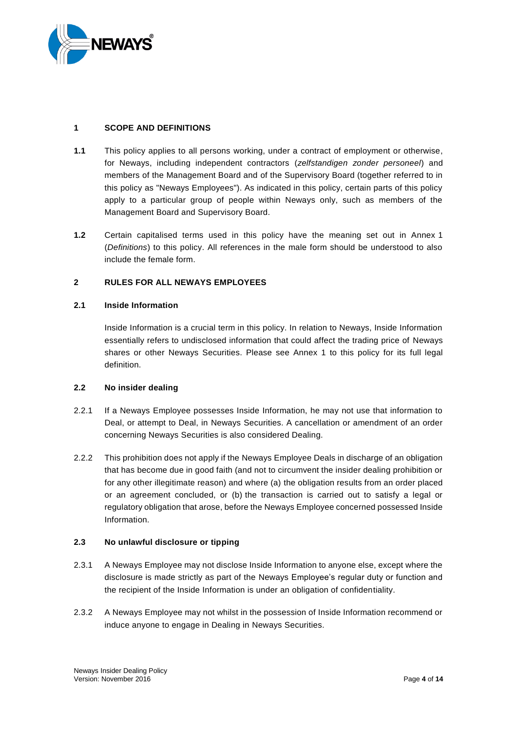## 1 SCOPE AND DEFINITIONS

**1.1** This policy applies to all persons working, under a contract of employment or otherwise, for Neways, including independent contractors (*zelfstandigen zonder personeel*) and members of the Management Board and of the Supervisory Board (together referred to in this policy as "Neways Employees"). As indicated in this policy, certain parts of this policy apply to a particular group of people within Neways only, such as members of the Management Board and Supervisory Board.

**1.2** Certain capitalised terms used in this policy have the meaning set out in Annex 1 (*Definitions*) to this policy. All references in the male form should be understood to also include the female form.

## 2 RULES FOR ALL NEWAYS EMPLOYEES

### 2.1 Inside Information

Inside Information is a crucial term in this policy. In relation to Neways, Inside Information essentially refers to undisclosed information that could affect the trading price of Neways shares or other Neways Securities. Please see Annex 1 to this policy for its full legal definition.

### 2.2 No insider dealing

2.2.1 If a Neways Employee possesses Inside Information, he may not use that information to Deal, or attempt to Deal, in Neways Securities. A cancellation or amendment of an order concerning Neways Securities is also considered Dealing.

2.2.2 This prohibition does not apply if the Neways Employee Deals in discharge of an obligation that has become due in good faith (and not to circumvent the insider dealing prohibition or for any other illegitimate reason) and where (a) the obligation results from an order placed or an agreement concluded, or (b) the transaction is carried out to satisfy a legal or regulatory obligation that arose, before the Neways Employee concerned possessed Inside Information.

### 2.3 No unlawful disclosure or tipping

2.3.1 A Neways Employee may not disclose Inside Information to anyone else, except where the disclosure is made strictly as part of the Neways Employee's regular duty or function and the recipient of the Inside Information is under an obligation of confidentiality.

2.3.2 A Neways Employee may not whilst in the possession of Inside Information recommend or induce anyone to engage in Dealing in Neways Securities.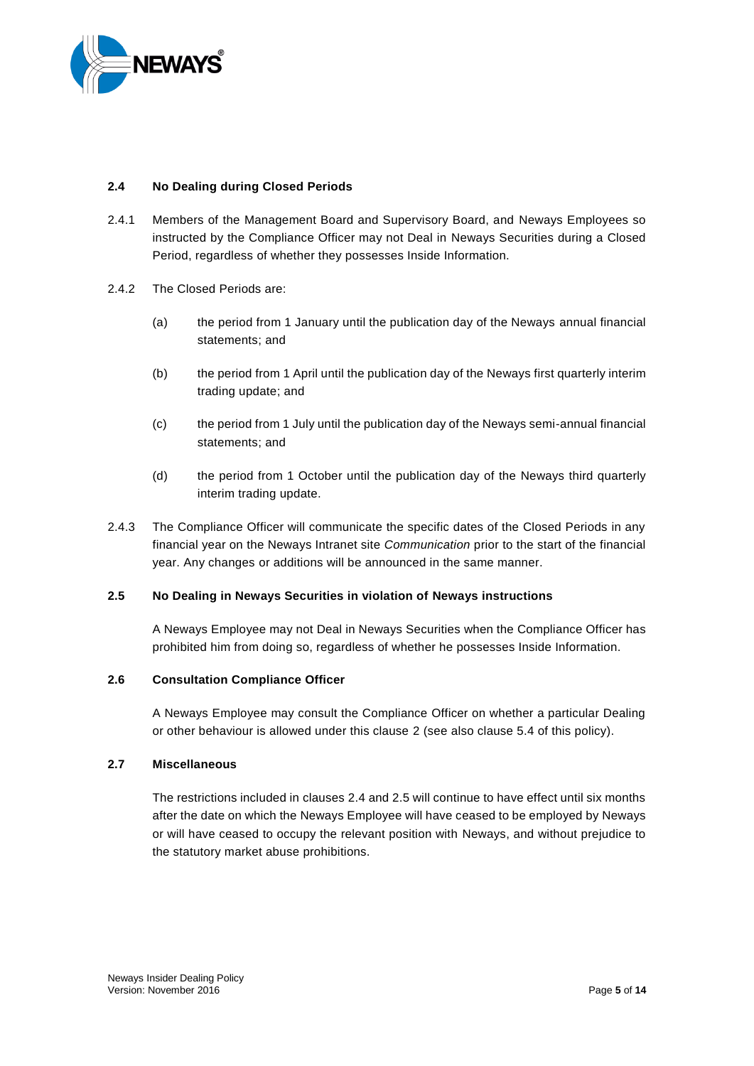### 2.4 No Dealing during Closed Periods

2.4.1 Members of the Management Board and Supervisory Board, and Neways Employees so instructed by the Compliance Officer may not Deal in Neways Securities during a Closed Period, regardless of whether they possesses Inside Information.

2.4.2 The Closed Periods are:

(a) the period from 1 January until the publication day of the Neways annual financial statements; and

(b) the period from 1 April until the publication day of the Neways first quarterly interim trading update; and

(c) the period from 1 July until the publication day of the Neways semi-annual financial statements; and

(d) the period from 1 October until the publication day of the Neways third quarterly interim trading update.

2.4.3 The Compliance Officer will communicate the specific dates of the Closed Periods in any financial year on the Neways Intranet site *Communication* prior to the start of the financial year. Any changes or additions will be announced in the same manner.

### 2.5 No Dealing in Neways Securities in violation of Neways instructions

A Neways Employee may not Deal in Neways Securities when the Compliance Officer has prohibited him from doing so, regardless of whether he possesses Inside Information.

### 2.6 Consultation Compliance Officer

A Neways Employee may consult the Compliance Officer on whether a particular Dealing or other behaviour is allowed under this clause 2 (see also clause 5.4 of this policy).

### 2.7 Miscellaneous

The restrictions included in clauses 2.4 and 2.5 will continue to have effect until six months after the date on which the Neways Employee will have ceased to be employed by Neways or will have ceased to occupy the relevant position with Neways, and without prejudice to the statutory market abuse prohibitions.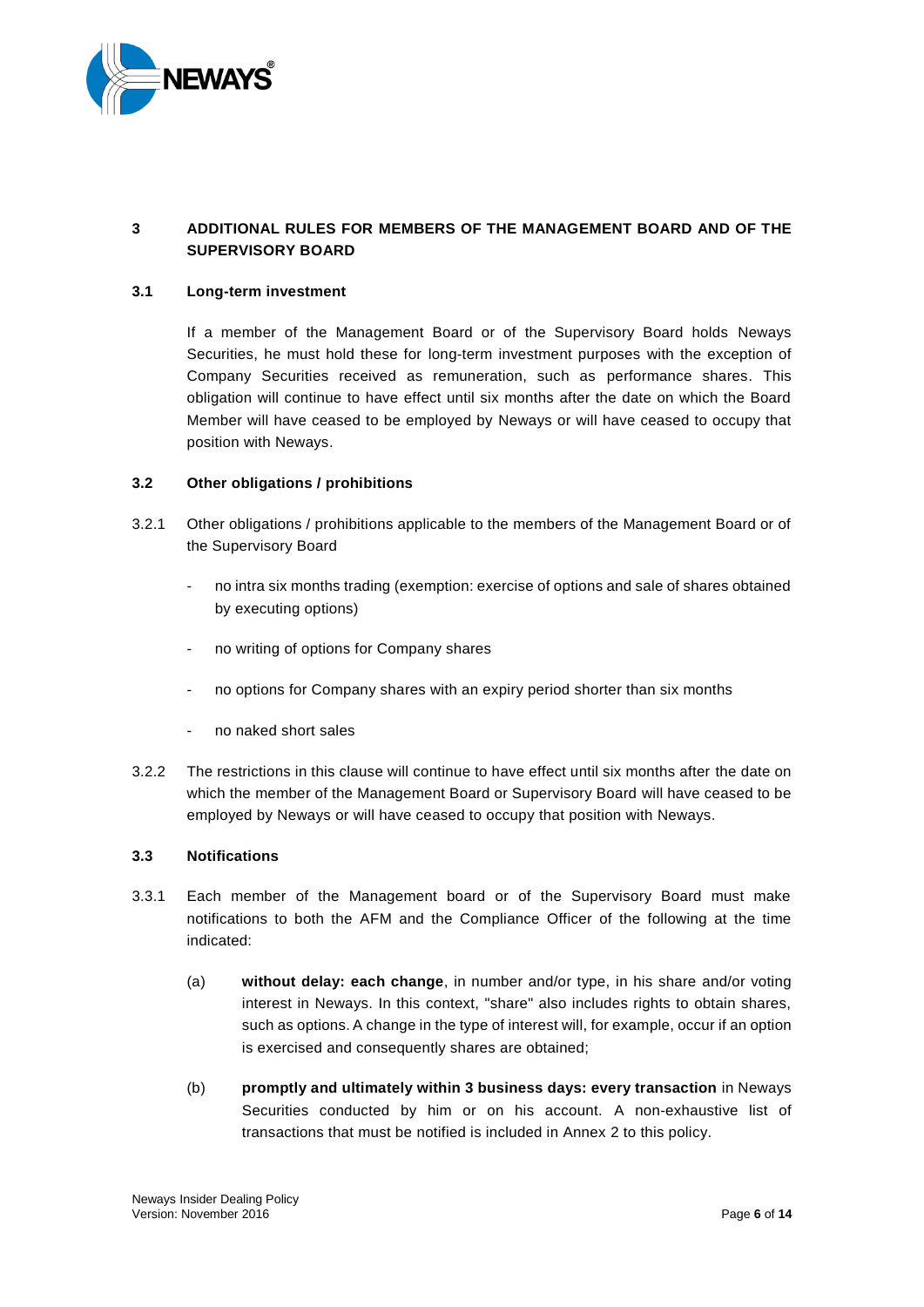## 3 ADDITIONAL RULES FOR MEMBERS OF THE MANAGEMENT BOARD AND OF THE SUPERVISORY BOARD

### 3.1 Long-term investment

If a member of the Management Board or of the Supervisory Board holds Neways Securities, he must hold these for long-term investment purposes with the exception of Company Securities received as remuneration, such as performance shares. This obligation will continue to have effect until six months after the date on which the Board Member will have ceased to be employed by Neways or will have ceased to occupy that position with Neways.

### 3.2 Other obligations / prohibitions

3.2.1 Other obligations / prohibitions applicable to the members of the Management Board or of the Supervisory Board

- no intra six months trading (exemption: exercise of options and sale of shares obtained by executing options)
- no writing of options for Company shares
- no options for Company shares with an expiry period shorter than six months
- no naked short sales

3.2.2 The restrictions in this clause will continue to have effect until six months after the date on which the member of the Management Board or Supervisory Board will have ceased to be employed by Neways or will have ceased to occupy that position with Neways.

### 3.3 Notifications

3.3.1 Each member of the Management board or of the Supervisory Board must make notifications to both the AFM and the Compliance Officer of the following at the time indicated:

(a) **without delay: each change**, in number and/or type, in his share and/or voting interest in Neways. In this context, "share" also includes rights to obtain shares, such as options. A change in the type of interest will, for example, occur if an option is exercised and consequently shares are obtained;

(b) **promptly and ultimately within 3 business days: every transaction** in Neways Securities conducted by him or on his account. A non-exhaustive list of transactions that must be notified is included in Annex 2 to this policy.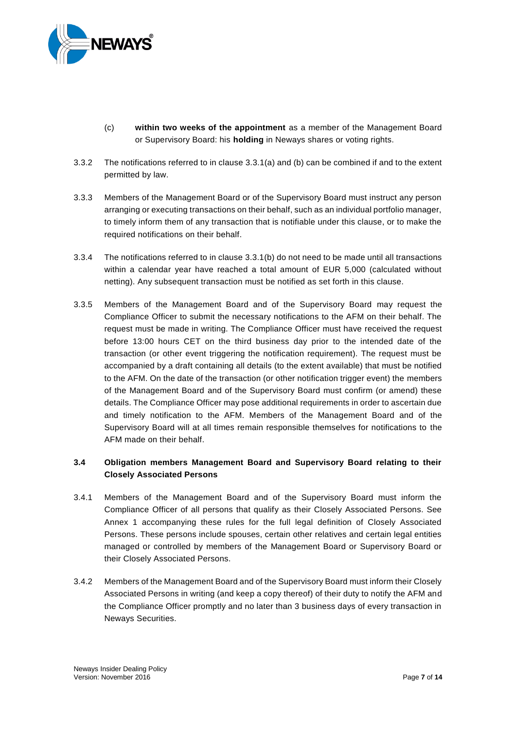(c) **within two weeks of the appointment** as a member of the Management Board or Supervisory Board: his **holding** in Neways shares or voting rights.

3.3.2 The notifications referred to in clause 3.3.1(a) and (b) can be combined if and to the extent permitted by law.

3.3.3 Members of the Management Board or of the Supervisory Board must instruct any person arranging or executing transactions on their behalf, such as an individual portfolio manager, to timely inform them of any transaction that is notifiable under this clause, or to make the required notifications on their behalf.

3.3.4 The notifications referred to in clause 3.3.1(b) do not need to be made until all transactions within a calendar year have reached a total amount of EUR 5,000 (calculated without netting). Any subsequent transaction must be notified as set forth in this clause.

3.3.5 Members of the Management Board and of the Supervisory Board may request the Compliance Officer to submit the necessary notifications to the AFM on their behalf. The request must be made in writing. The Compliance Officer must have received the request before 13:00 hours CET on the third business day prior to the intended date of the transaction (or other event triggering the notification requirement). The request must be accompanied by a draft containing all details (to the extent available) that must be notified to the AFM. On the date of the transaction (or other notification trigger event) the members of the Management Board and of the Supervisory Board must confirm (or amend) these details. The Compliance Officer may pose additional requirements in order to ascertain due and timely notification to the AFM. Members of the Management Board and of the Supervisory Board will at all times remain responsible themselves for notifications to the AFM made on their behalf.

### 3.4 Obligation members Management Board and Supervisory Board relating to their Closely Associated Persons

3.4.1 Members of the Management Board and of the Supervisory Board must inform the Compliance Officer of all persons that qualify as their Closely Associated Persons. See Annex 1 accompanying these rules for the full legal definition of Closely Associated Persons. These persons include spouses, certain other relatives and certain legal entities managed or controlled by members of the Management Board or Supervisory Board or their Closely Associated Persons.

3.4.2 Members of the Management Board and of the Supervisory Board must inform their Closely Associated Persons in writing (and keep a copy thereof) of their duty to notify the AFM and the Compliance Officer promptly and no later than 3 business days of every transaction in Neways Securities.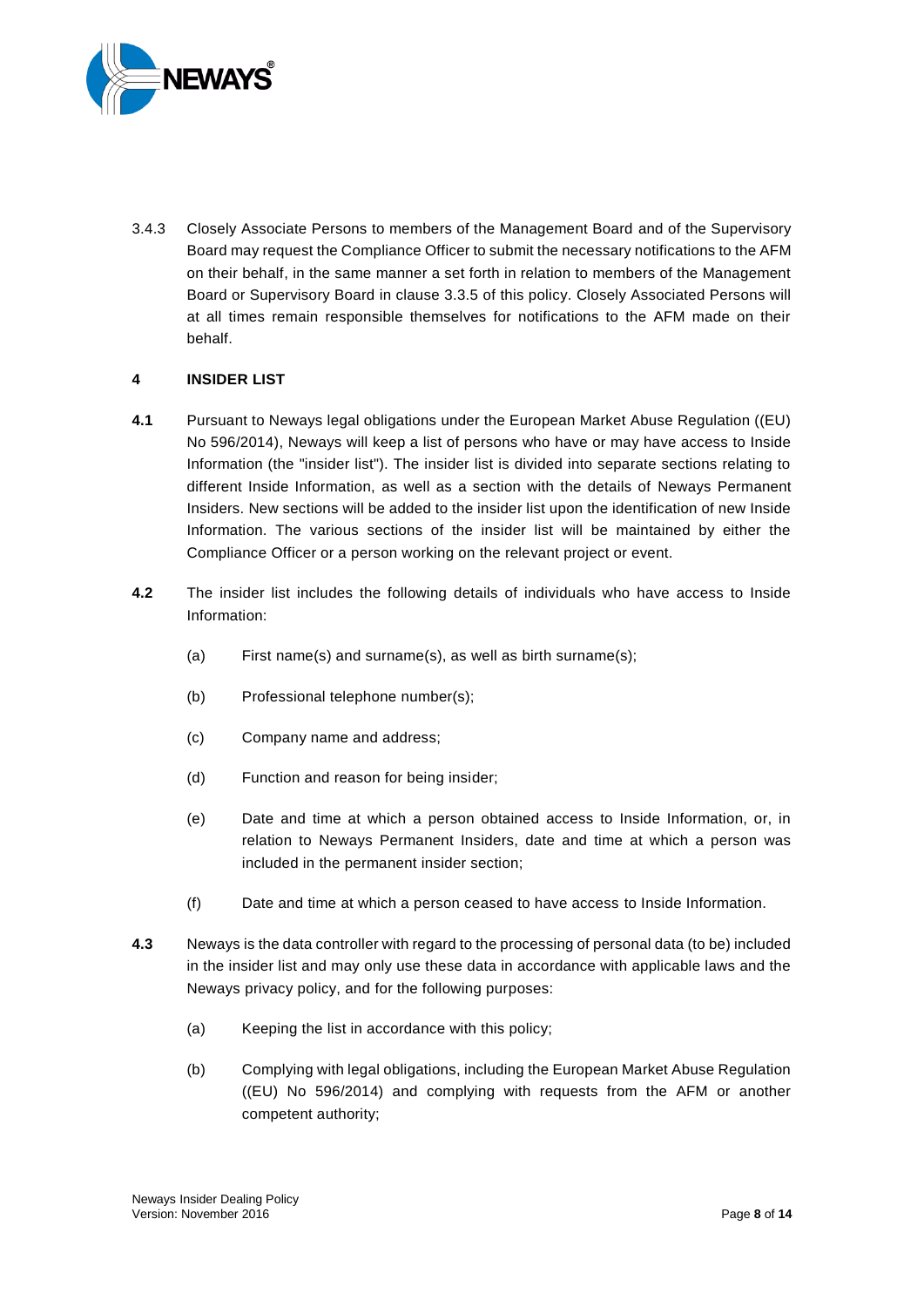3.4.3 Closely Associate Persons to members of the Management Board and of the Supervisory Board may request the Compliance Officer to submit the necessary notifications to the AFM on their behalf, in the same manner a set forth in relation to members of the Management Board or Supervisory Board in clause 3.3.5 of this policy. Closely Associated Persons will at all times remain responsible themselves for notifications to the AFM made on their behalf.

## 4 INSIDER LIST

**4.1** Pursuant to Neways legal obligations under the European Market Abuse Regulation ((EU) No 596/2014), Neways will keep a list of persons who have or may have access to Inside Information (the "insider list"). The insider list is divided into separate sections relating to different Inside Information, as well as a section with the details of Neways Permanent Insiders. New sections will be added to the insider list upon the identification of new Inside Information. The various sections of the insider list will be maintained by either the Compliance Officer or a person working on the relevant project or event.

**4.2** The insider list includes the following details of individuals who have access to Inside Information:

(a) First name(s) and surname(s), as well as birth surname(s);

(b) Professional telephone number(s);

(c) Company name and address;

(d) Function and reason for being insider;

(e) Date and time at which a person obtained access to Inside Information, or, in relation to Neways Permanent Insiders, date and time at which a person was included in the permanent insider section;

(f) Date and time at which a person ceased to have access to Inside Information.

**4.3** Neways is the data controller with regard to the processing of personal data (to be) included in the insider list and may only use these data in accordance with applicable laws and the Neways privacy policy, and for the following purposes:

(a) Keeping the list in accordance with this policy;

(b) Complying with legal obligations, including the European Market Abuse Regulation ((EU) No 596/2014) and complying with requests from the AFM or another competent authority;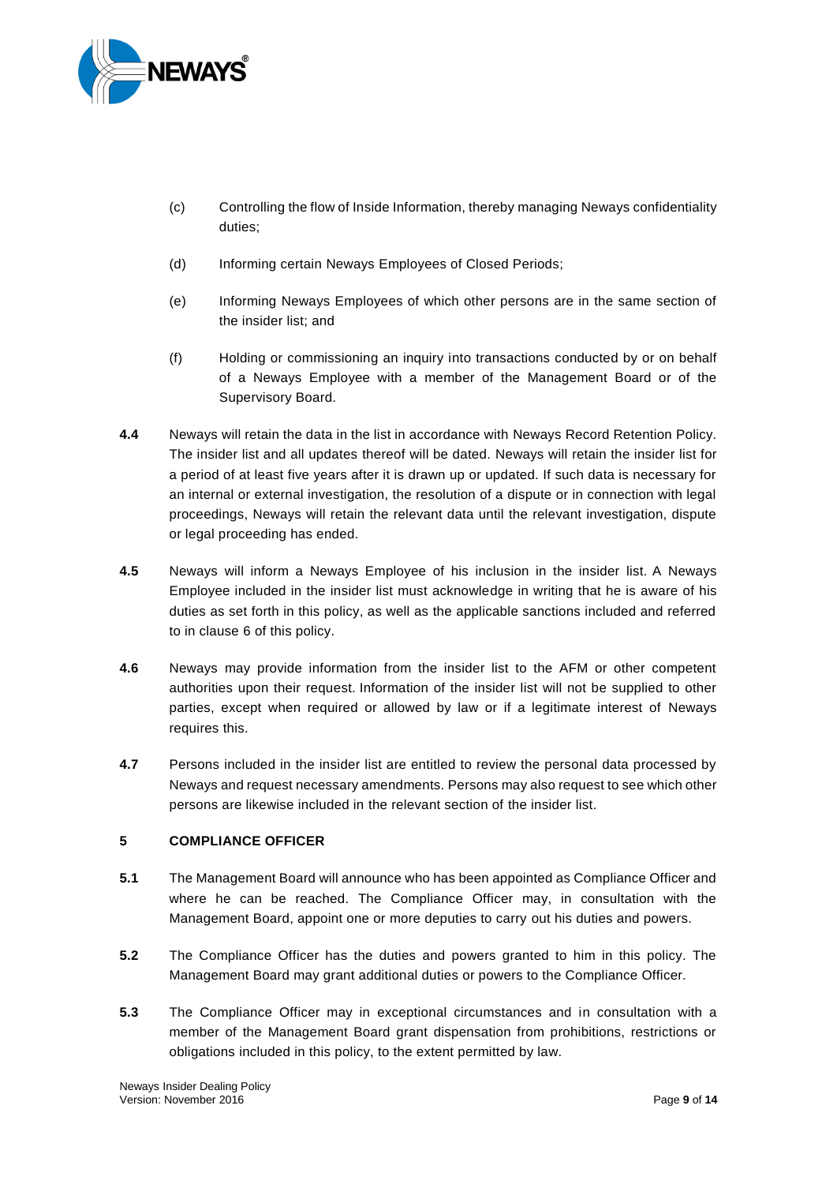(c) Controlling the flow of Inside Information, thereby managing Neways confidentiality duties;

(d) Informing certain Neways Employees of Closed Periods;

(e) Informing Neways Employees of which other persons are in the same section of the insider list; and

(f) Holding or commissioning an inquiry into transactions conducted by or on behalf of a Neways Employee with a member of the Management Board or of the Supervisory Board.

**4.4** Neways will retain the data in the list in accordance with Neways Record Retention Policy. The insider list and all updates thereof will be dated. Neways will retain the insider list for a period of at least five years after it is drawn up or updated. If such data is necessary for an internal or external investigation, the resolution of a dispute or in connection with legal proceedings, Neways will retain the relevant data until the relevant investigation, dispute or legal proceeding has ended.

**4.5** Neways will inform a Neways Employee of his inclusion in the insider list. A Neways Employee included in the insider list must acknowledge in writing that he is aware of his duties as set forth in this policy, as well as the applicable sanctions included and referred to in clause 6 of this policy.

**4.6** Neways may provide information from the insider list to the AFM or other competent authorities upon their request. Information of the insider list will not be supplied to other parties, except when required or allowed by law or if a legitimate interest of Neways requires this.

**4.7** Persons included in the insider list are entitled to review the personal data processed by Neways and request necessary amendments. Persons may also request to see which other persons are likewise included in the relevant section of the insider list.

## 5 COMPLIANCE OFFICER

**5.1** The Management Board will announce who has been appointed as Compliance Officer and where he can be reached. The Compliance Officer may, in consultation with the Management Board, appoint one or more deputies to carry out his duties and powers.

**5.2** The Compliance Officer has the duties and powers granted to him in this policy. The Management Board may grant additional duties or powers to the Compliance Officer.

**5.3** The Compliance Officer may in exceptional circumstances and in consultation with a member of the Management Board grant dispensation from prohibitions, restrictions or obligations included in this policy, to the extent permitted by law.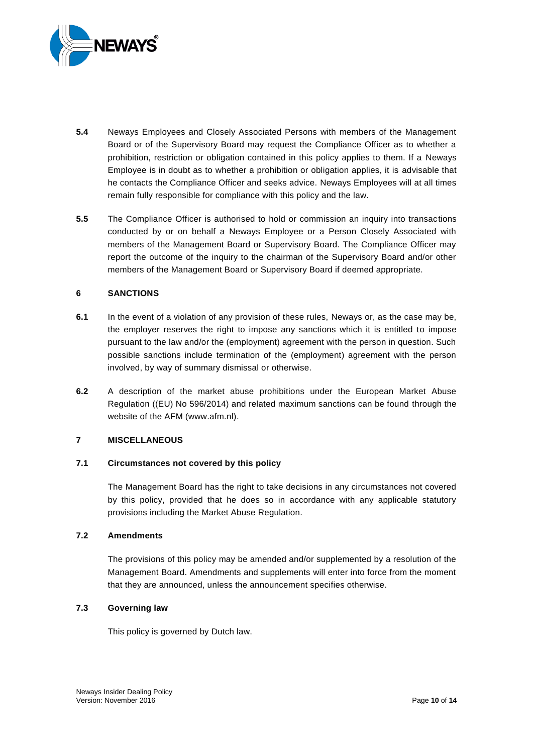**5.4** Neways Employees and Closely Associated Persons with members of the Management Board or of the Supervisory Board may request the Compliance Officer as to whether a prohibition, restriction or obligation contained in this policy applies to them. If a Neways Employee is in doubt as to whether a prohibition or obligation applies, it is advisable that he contacts the Compliance Officer and seeks advice. Neways Employees will at all times remain fully responsible for compliance with this policy and the law.

**5.5** The Compliance Officer is authorised to hold or commission an inquiry into transactions conducted by or on behalf a Neways Employee or a Person Closely Associated with members of the Management Board or Supervisory Board. The Compliance Officer may report the outcome of the inquiry to the chairman of the Supervisory Board and/or other members of the Management Board or Supervisory Board if deemed appropriate.

## 6 SANCTIONS

**6.1** In the event of a violation of any provision of these rules, Neways or, as the case may be, the employer reserves the right to impose any sanctions which it is entitled to impose pursuant to the law and/or the (employment) agreement with the person in question. Such possible sanctions include termination of the (employment) agreement with the person involved, by way of summary dismissal or otherwise.

**6.2** A description of the market abuse prohibitions under the European Market Abuse Regulation ((EU) No 596/2014) and related maximum sanctions can be found through the website of the AFM (www.afm.nl).

## 7 MISCELLANEOUS

### 7.1 Circumstances not covered by this policy

The Management Board has the right to take decisions in any circumstances not covered by this policy, provided that he does so in accordance with any applicable statutory provisions including the Market Abuse Regulation.

### 7.2 Amendments

The provisions of this policy may be amended and/or supplemented by a resolution of the Management Board. Amendments and supplements will enter into force from the moment that they are announced, unless the announcement specifies otherwise.

### 7.3 Governing law

This policy is governed by Dutch law.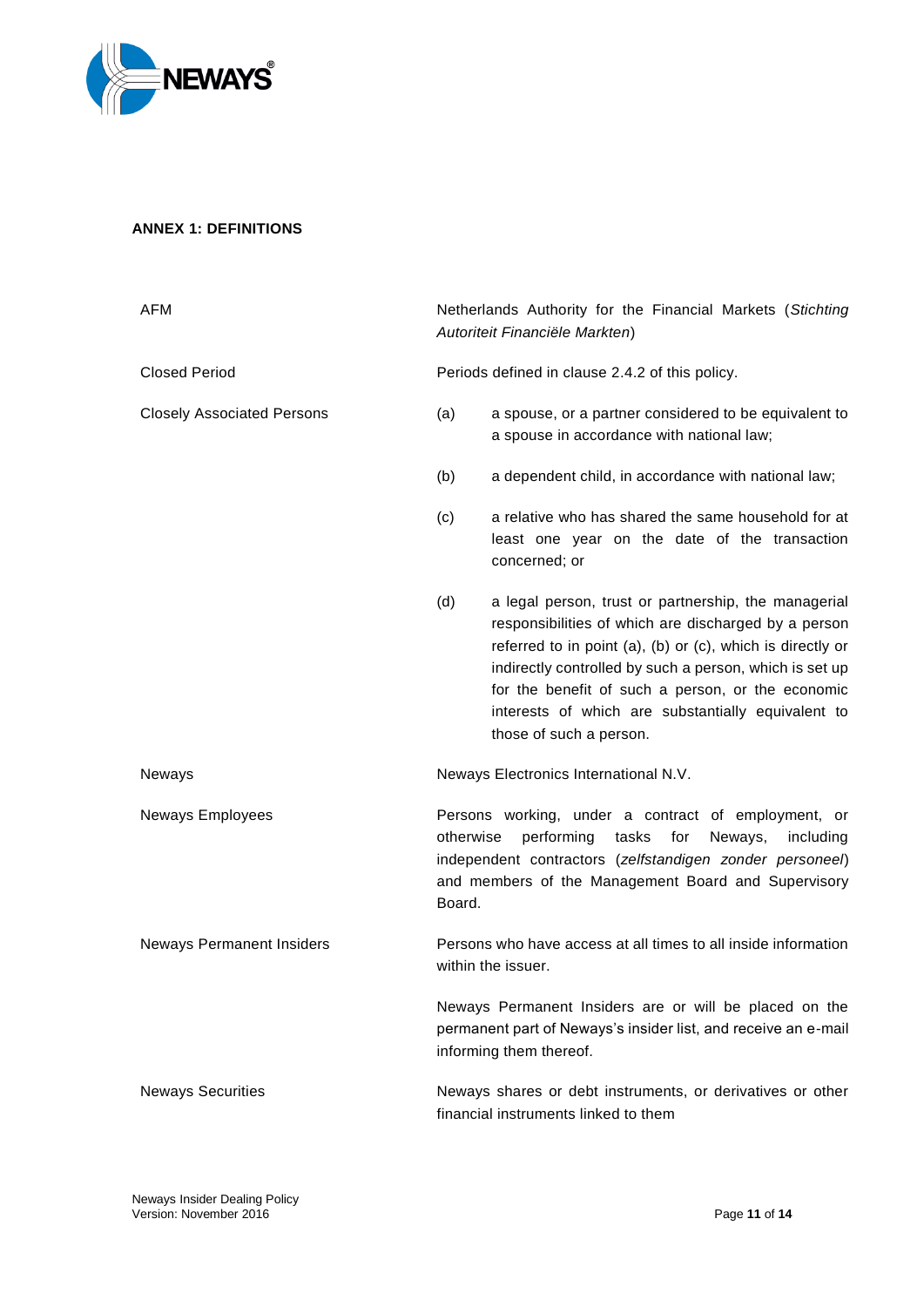## ANNEX 1: DEFINITIONS

| | |
|---|---|
| AFM | Netherlands Authority for the Financial Markets (*Stichting Autoriteit Financiële Markten*) |
| Closed Period | Periods defined in clause 2.4.2 of this policy. |
| Closely Associated Persons | (a) a spouse, or a partner considered to be equivalent to a spouse in accordance with national law;<br><br>(b) a dependent child, in accordance with national law;<br><br>(c) a relative who has shared the same household for at least one year on the date of the transaction concerned; or<br><br>(d) a legal person, trust or partnership, the managerial responsibilities of which are discharged by a person referred to in point (a), (b) or (c), which is directly or indirectly controlled by such a person, which is set up for the benefit of such a person, or the economic interests of which are substantially equivalent to those of such a person. |
| Neways | Neways Electronics International N.V. |
| Neways Employees | Persons working, under a contract of employment, or otherwise performing tasks for Neways, including independent contractors (*zelfstandigen zonder personeel*) and members of the Management Board and Supervisory Board. |
| Neways Permanent Insiders | Persons who have access at all times to all inside information within the issuer.<br><br>Neways Permanent Insiders are or will be placed on the permanent part of Neways's insider list, and receive an e-mail informing them thereof. |
| Neways Securities | Neways shares or debt instruments, or derivatives or other financial instruments linked to them |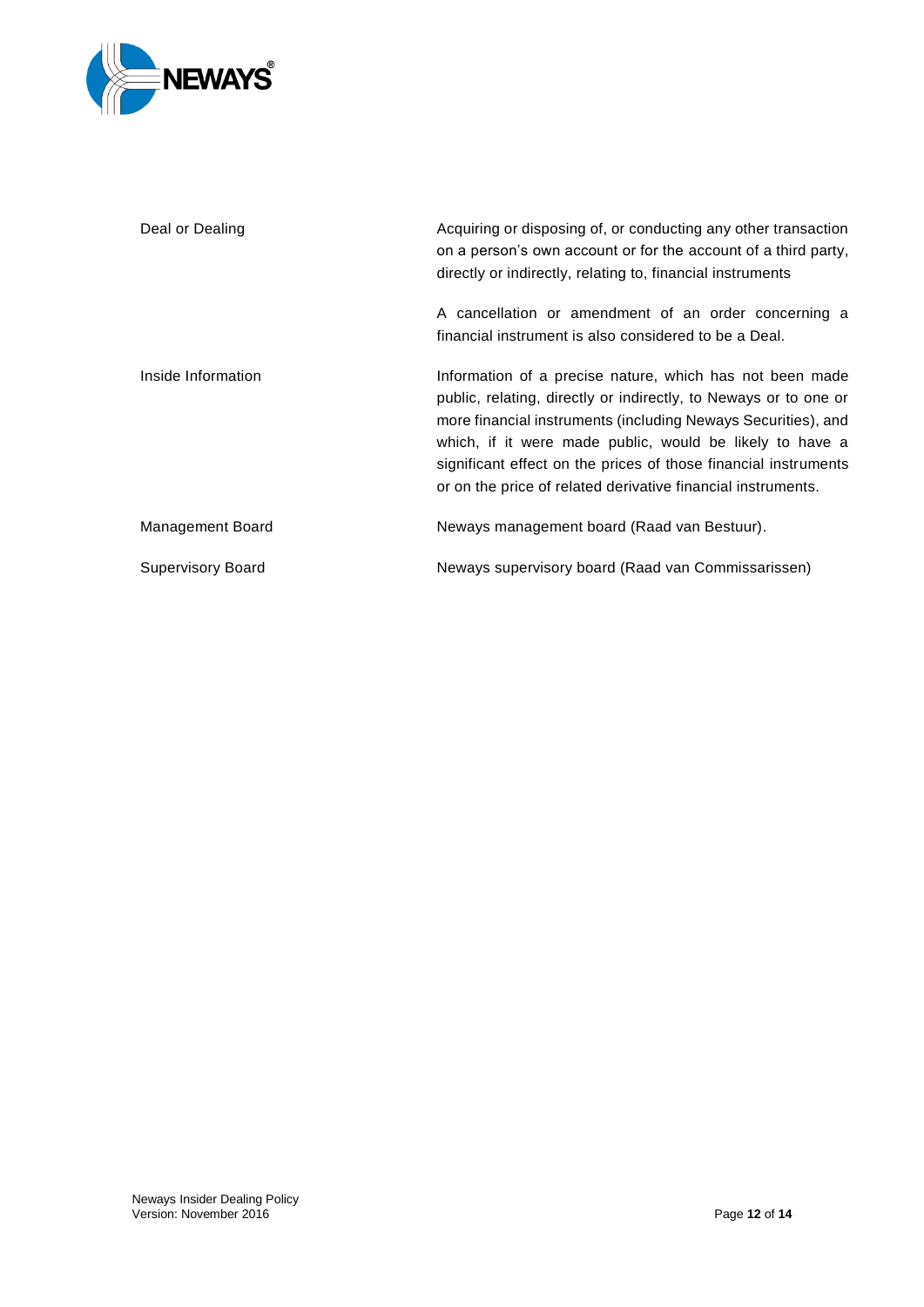| | |
|---|---|
| Deal or Dealing | Acquiring or disposing of, or conducting any other transaction on a person's own account or for the account of a third party, directly or indirectly, relating to, financial instruments<br><br>A cancellation or amendment of an order concerning a financial instrument is also considered to be a Deal. |
| Inside Information | Information of a precise nature, which has not been made public, relating, directly or indirectly, to Neways or to one or more financial instruments (including Neways Securities), and which, if it were made public, would be likely to have a significant effect on the prices of those financial instruments or on the price of related derivative financial instruments. |
| Management Board | Neways management board (Raad van Bestuur). |
| Supervisory Board | Neways supervisory board (Raad van Commissarissen) |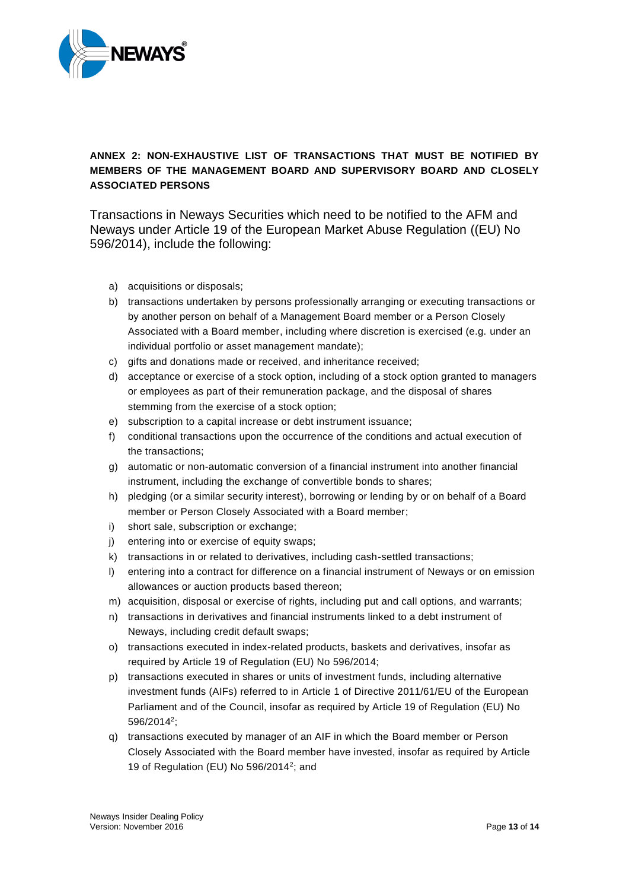**ANNEX 2: NON-EXHAUSTIVE LIST OF TRANSACTIONS THAT MUST BE NOTIFIED BY MEMBERS OF THE MANAGEMENT BOARD AND SUPERVISORY BOARD AND CLOSELY ASSOCIATED PERSONS**

Transactions in Neways Securities which need to be notified to the AFM and Neways under Article 19 of the European Market Abuse Regulation ((EU) No 596/2014), include the following:

a) acquisitions or disposals;
b) transactions undertaken by persons professionally arranging or executing transactions or by another person on behalf of a Management Board member or a Person Closely Associated with a Board member, including where discretion is exercised (e.g. under an individual portfolio or asset management mandate);
c) gifts and donations made or received, and inheritance received;
d) acceptance or exercise of a stock option, including of a stock option granted to managers or employees as part of their remuneration package, and the disposal of shares stemming from the exercise of a stock option;
e) subscription to a capital increase or debt instrument issuance;
f) conditional transactions upon the occurrence of the conditions and actual execution of the transactions;
g) automatic or non-automatic conversion of a financial instrument into another financial instrument, including the exchange of convertible bonds to shares;
h) pledging (or a similar security interest), borrowing or lending by or on behalf of a Board member or Person Closely Associated with a Board member;
i) short sale, subscription or exchange;
j) entering into or exercise of equity swaps;
k) transactions in or related to derivatives, including cash-settled transactions;
l) entering into a contract for difference on a financial instrument of Neways or on emission allowances or auction products based thereon;
m) acquisition, disposal or exercise of rights, including put and call options, and warrants;
n) transactions in derivatives and financial instruments linked to a debt instrument of Neways, including credit default swaps;
o) transactions executed in index-related products, baskets and derivatives, insofar as required by Article 19 of Regulation (EU) No 596/2014;
p) transactions executed in shares or units of investment funds, including alternative investment funds (AIFs) referred to in Article 1 of Directive 2011/61/EU of the European Parliament and of the Council, insofar as required by Article 19 of Regulation (EU) No 596/2014[2];
q) transactions executed by manager of an AIF in which the Board member or Person Closely Associated with the Board member have invested, insofar as required by Article 19 of Regulation (EU) No 596/2014[2]; and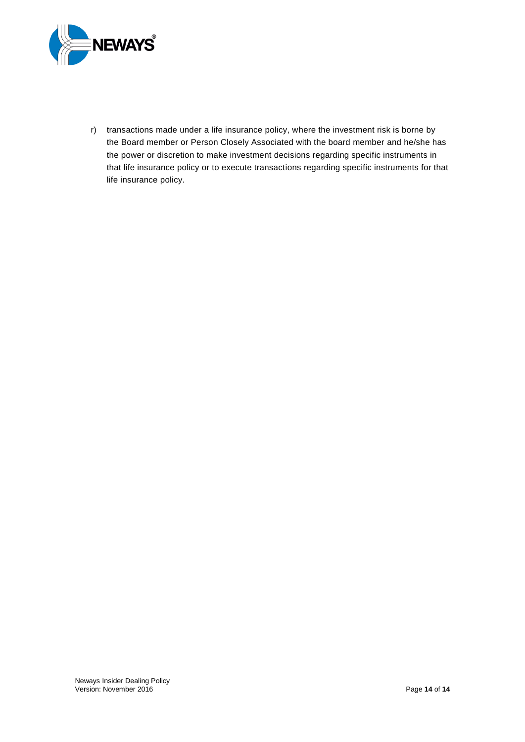r) transactions made under a life insurance policy, where the investment risk is borne by the Board member or Person Closely Associated with the board member and he/she has the power or discretion to make investment decisions regarding specific instruments in that life insurance policy or to execute transactions regarding specific instruments for that life insurance policy.